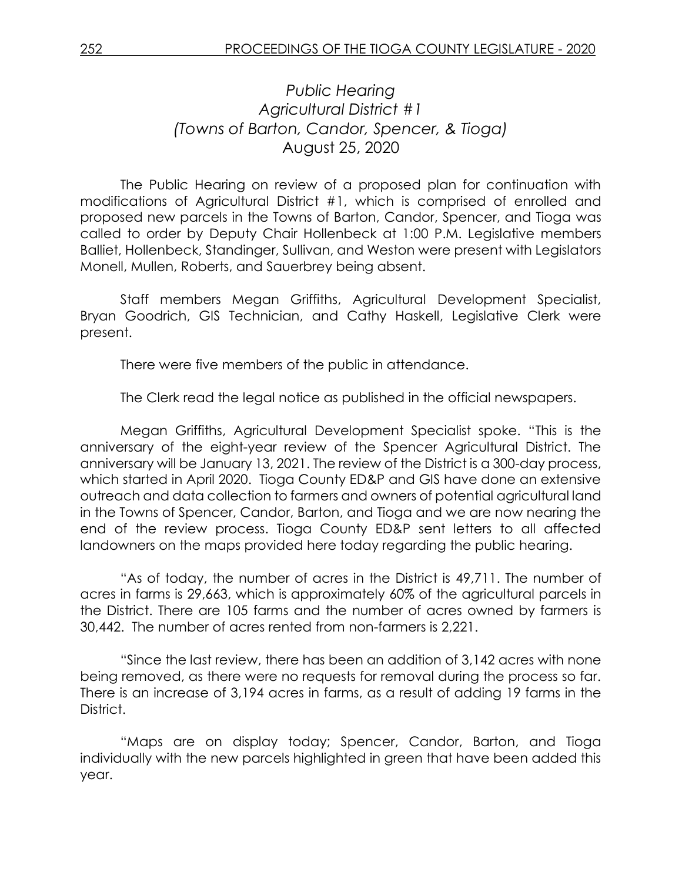# *Public Hearing*
## *Agricultural District #1*
## *(Towns of Barton, Candor, Spencer, & Tioga)*
## August 25, 2020

The Public Hearing on review of a proposed plan for continuation with modifications of Agricultural District #1, which is comprised of enrolled and proposed new parcels in the Towns of Barton, Candor, Spencer, and Tioga was called to order by Deputy Chair Hollenbeck at 1:00 P.M. Legislative members Balliet, Hollenbeck, Standinger, Sullivan, and Weston were present with Legislators Monell, Mullen, Roberts, and Sauerbrey being absent.

Staff members Megan Griffiths, Agricultural Development Specialist, Bryan Goodrich, GIS Technician, and Cathy Haskell, Legislative Clerk were present.

There were five members of the public in attendance.

The Clerk read the legal notice as published in the official newspapers.

Megan Griffiths, Agricultural Development Specialist spoke. "This is the anniversary of the eight-year review of the Spencer Agricultural District. The anniversary will be January 13, 2021. The review of the District is a 300-day process, which started in April 2020. Tioga County ED&P and GIS have done an extensive outreach and data collection to farmers and owners of potential agricultural land in the Towns of Spencer, Candor, Barton, and Tioga and we are now nearing the end of the review process. Tioga County ED&P sent letters to all affected landowners on the maps provided here today regarding the public hearing.

"As of today, the number of acres in the District is 49,711. The number of acres in farms is 29,663, which is approximately 60% of the agricultural parcels in the District. There are 105 farms and the number of acres owned by farmers is 30,442. The number of acres rented from non-farmers is 2,221.

"Since the last review, there has been an addition of 3,142 acres with none being removed, as there were no requests for removal during the process so far. There is an increase of 3,194 acres in farms, as a result of adding 19 farms in the District.

"Maps are on display today; Spencer, Candor, Barton, and Tioga individually with the new parcels highlighted in green that have been added this year.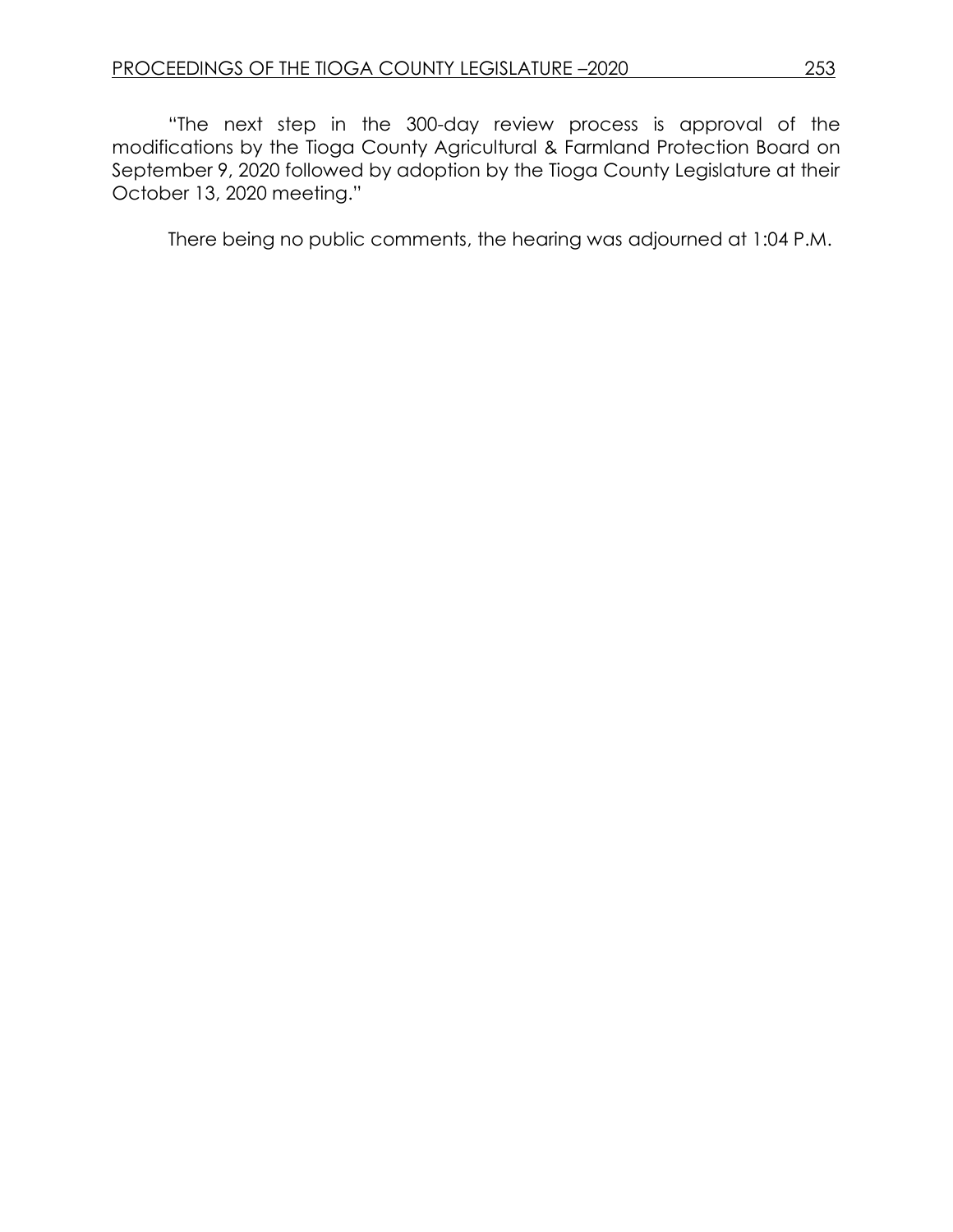"The next step in the 300-day review process is approval of the modifications by the Tioga County Agricultural & Farmland Protection Board on September 9, 2020 followed by adoption by the Tioga County Legislature at their October 13, 2020 meeting."

There being no public comments, the hearing was adjourned at 1:04 P.M.